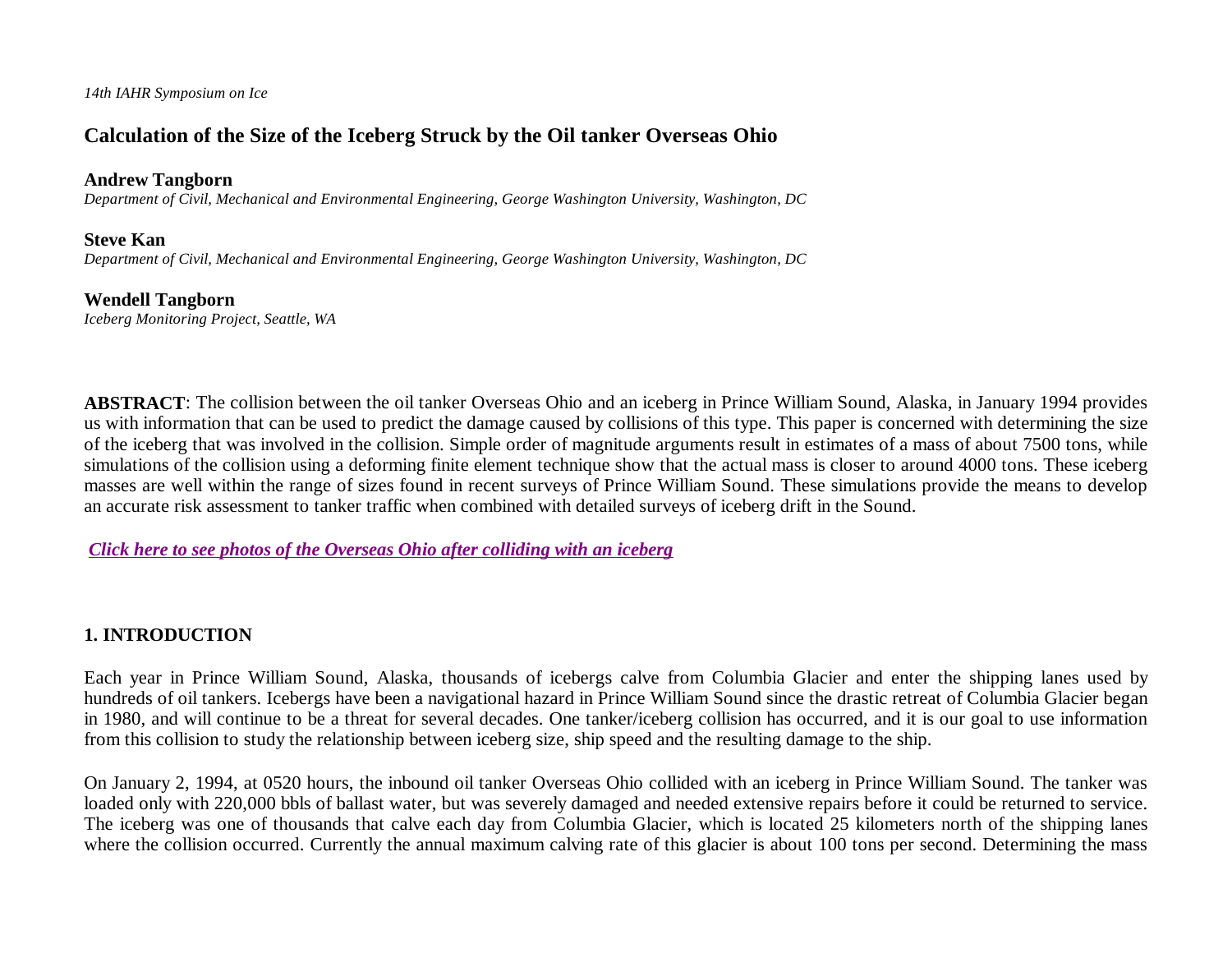*14th IAHR Symposium on Ice*

# Calculation of the Size of the Iceberg Struck by the Oil tanker Overseas Ohio

**Andrew Tangborn**
*Department of Civil, Mechanical and Environmental Engineering, George Washington University, Washington, DC*

**Steve Kan**
*Department of Civil, Mechanical and Environmental Engineering, George Washington University, Washington, DC*

**Wendell Tangborn**
*Iceberg Monitoring Project, Seattle, WA*

**ABSTRACT**: The collision between the oil tanker Overseas Ohio and an iceberg in Prince William Sound, Alaska, in January 1994 provides us with information that can be used to predict the damage caused by collisions of this type. This paper is concerned with determining the size of the iceberg that was involved in the collision. Simple order of magnitude arguments result in estimates of a mass of about 7500 tons, while simulations of the collision using a deforming finite element technique show that the actual mass is closer to around 4000 tons. These iceberg masses are well within the range of sizes found in recent surveys of Prince William Sound. These simulations provide the means to develop an accurate risk assessment to tanker traffic when combined with detailed surveys of iceberg drift in the Sound.

***Click here to see photos of the Overseas Ohio after colliding with an iceberg***

## 1. INTRODUCTION

Each year in Prince William Sound, Alaska, thousands of icebergs calve from Columbia Glacier and enter the shipping lanes used by hundreds of oil tankers. Icebergs have been a navigational hazard in Prince William Sound since the drastic retreat of Columbia Glacier began in 1980, and will continue to be a threat for several decades. One tanker/iceberg collision has occurred, and it is our goal to use information from this collision to study the relationship between iceberg size, ship speed and the resulting damage to the ship.

On January 2, 1994, at 0520 hours, the inbound oil tanker Overseas Ohio collided with an iceberg in Prince William Sound. The tanker was loaded only with 220,000 bbls of ballast water, but was severely damaged and needed extensive repairs before it could be returned to service. The iceberg was one of thousands that calve each day from Columbia Glacier, which is located 25 kilometers north of the shipping lanes where the collision occurred. Currently the annual maximum calving rate of this glacier is about 100 tons per second. Determining the mass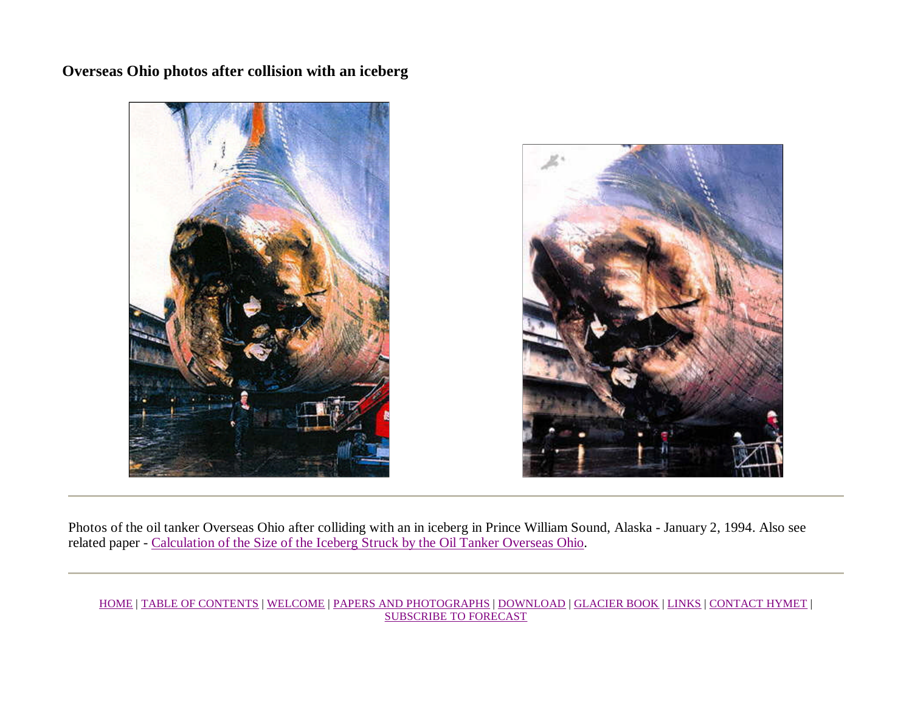## Overseas Ohio photos after collision with an iceberg

---

Photos of the oil tanker Overseas Ohio after colliding with an in iceberg in Prince William Sound, Alaska - January 2, 1994. Also see related paper - Calculation of the Size of the Iceberg Struck by the Oil Tanker Overseas Ohio.

---

HOME | TABLE OF CONTENTS | WELCOME | PAPERS AND PHOTOGRAPHS | DOWNLOAD | GLACIER BOOK | LINKS | CONTACT HYMET | SUBSCRIBE TO FORECAST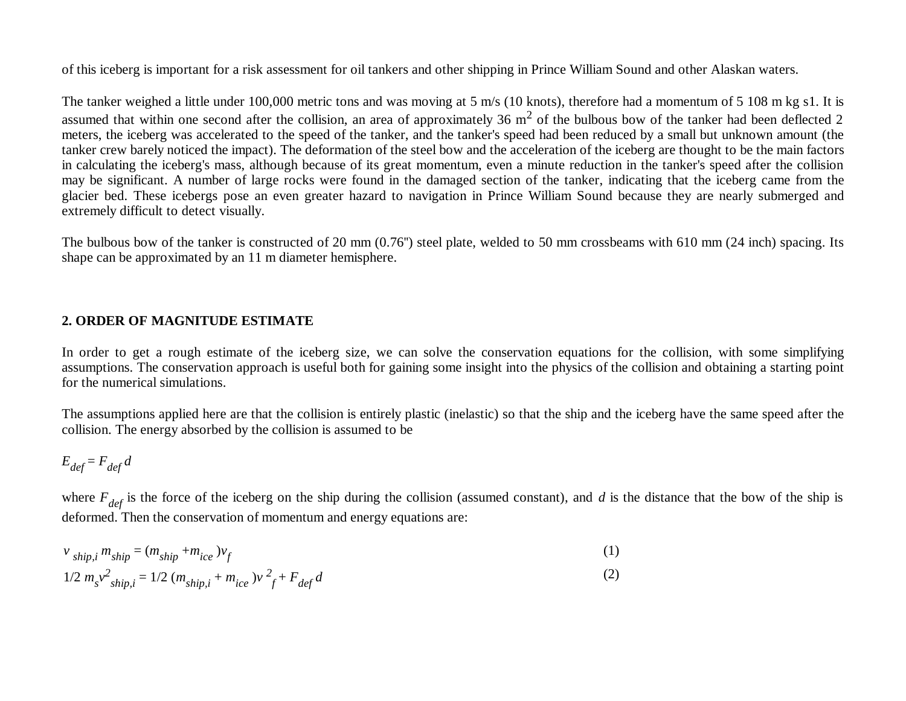of this iceberg is important for a risk assessment for oil tankers and other shipping in Prince William Sound and other Alaskan waters.

The tanker weighed a little under 100,000 metric tons and was moving at 5 m/s (10 knots), therefore had a momentum of 5 108 m kg s1. It is assumed that within one second after the collision, an area of approximately 36 $m^2$ of the bulbous bow of the tanker had been deflected 2 meters, the iceberg was accelerated to the speed of the tanker, and the tanker's speed had been reduced by a small but unknown amount (the tanker crew barely noticed the impact). The deformation of the steel bow and the acceleration of the iceberg are thought to be the main factors in calculating the iceberg's mass, although because of its great momentum, even a minute reduction in the tanker's speed after the collision may be significant. A number of large rocks were found in the damaged section of the tanker, indicating that the iceberg came from the glacier bed. These icebergs pose an even greater hazard to navigation in Prince William Sound because they are nearly submerged and extremely difficult to detect visually.

The bulbous bow of the tanker is constructed of 20 mm (0.76") steel plate, welded to 50 mm crossbeams with 610 mm (24 inch) spacing. Its shape can be approximated by an 11 m diameter hemisphere.

## 2. ORDER OF MAGNITUDE ESTIMATE

In order to get a rough estimate of the iceberg size, we can solve the conservation equations for the collision, with some simplifying assumptions. The conservation approach is useful both for gaining some insight into the physics of the collision and obtaining a starting point for the numerical simulations.

The assumptions applied here are that the collision is entirely plastic (inelastic) so that the ship and the iceberg have the same speed after the collision. The energy absorbed by the collision is assumed to be

$$E_{def} = F_{def}\, d$$

where $F_{def}$ is the force of the iceberg on the ship during the collision (assumed constant), and $d$ is the distance that the bow of the ship is deformed. Then the conservation of momentum and energy equations are:

$$v_{ship,i}\, m_{ship} = (m_{ship} + m_{ice})v_f \quad (1)$$

$$1/2\; m_s v^2_{ship,i} = 1/2\; (m_{ship,i} + m_{ice})v^2_f + F_{def}\, d \quad (2)$$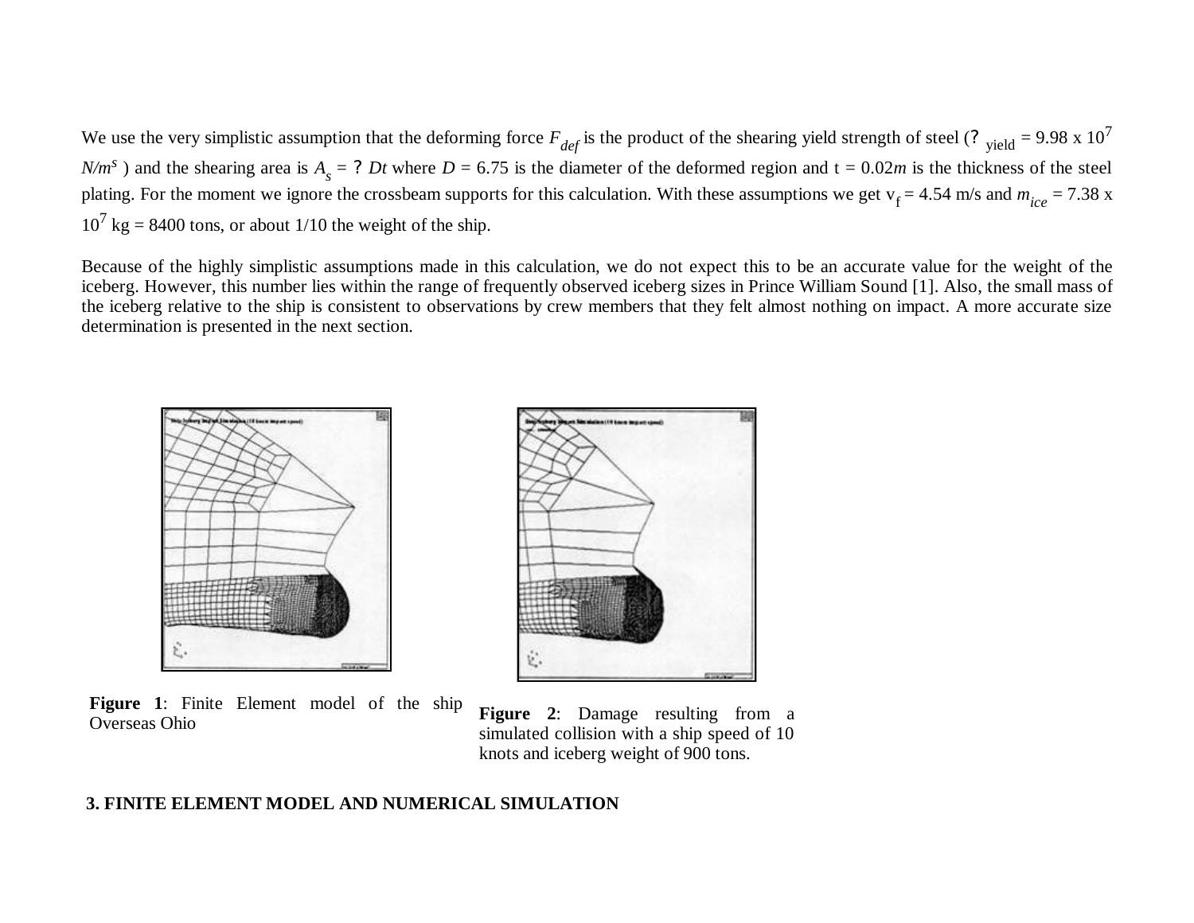We use the very simplistic assumption that the deforming force $F_{def}$ is the product of the shearing yield strength of steel (? $_{yield}$ = 9.98 x $10^7$ $N/m^s$ ) and the shearing area is $A_s$ = ? $Dt$ where $D$ = 6.75 is the diameter of the deformed region and t = 0.02$m$ is the thickness of the steel plating. For the moment we ignore the crossbeam supports for this calculation. With these assumptions we get $v_f$ = 4.54 m/s and $m_{ice}$ = 7.38 x $10^7$ kg = 8400 tons, or about 1/10 the weight of the ship.

Because of the highly simplistic assumptions made in this calculation, we do not expect this to be an accurate value for the weight of the iceberg. However, this number lies within the range of frequently observed iceberg sizes in Prince William Sound [1]. Also, the small mass of the iceberg relative to the ship is consistent to observations by crew members that they felt almost nothing on impact. A more accurate size determination is presented in the next section.

**Figure 1**: Finite Element model of the ship Overseas Ohio

**Figure 2**: Damage resulting from a simulated collision with a ship speed of 10 knots and iceberg weight of 900 tons.

## 3. FINITE ELEMENT MODEL AND NUMERICAL SIMULATION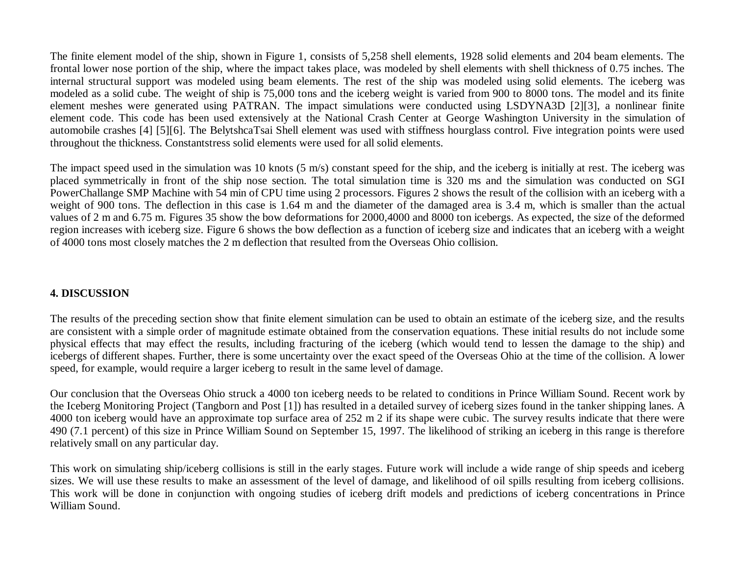The finite element model of the ship, shown in Figure 1, consists of 5,258 shell elements, 1928 solid elements and 204 beam elements. The frontal lower nose portion of the ship, where the impact takes place, was modeled by shell elements with shell thickness of 0.75 inches. The internal structural support was modeled using beam elements. The rest of the ship was modeled using solid elements. The iceberg was modeled as a solid cube. The weight of ship is 75,000 tons and the iceberg weight is varied from 900 to 8000 tons. The model and its finite element meshes were generated using PATRAN. The impact simulations were conducted using LSDYNA3D [2][3], a nonlinear finite element code. This code has been used extensively at the National Crash Center at George Washington University in the simulation of automobile crashes [4] [5][6]. The BelytshcaTsai Shell element was used with stiffness hourglass control. Five integration points were used throughout the thickness. Constantstress solid elements were used for all solid elements.

The impact speed used in the simulation was 10 knots (5 m/s) constant speed for the ship, and the iceberg is initially at rest. The iceberg was placed symmetrically in front of the ship nose section. The total simulation time is 320 ms and the simulation was conducted on SGI PowerChallange SMP Machine with 54 min of CPU time using 2 processors. Figures 2 shows the result of the collision with an iceberg with a weight of 900 tons. The deflection in this case is 1.64 m and the diameter of the damaged area is 3.4 m, which is smaller than the actual values of 2 m and 6.75 m. Figures 35 show the bow deformations for 2000,4000 and 8000 ton icebergs. As expected, the size of the deformed region increases with iceberg size. Figure 6 shows the bow deflection as a function of iceberg size and indicates that an iceberg with a weight of 4000 tons most closely matches the 2 m deflection that resulted from the Overseas Ohio collision.

## 4. DISCUSSION

The results of the preceding section show that finite element simulation can be used to obtain an estimate of the iceberg size, and the results are consistent with a simple order of magnitude estimate obtained from the conservation equations. These initial results do not include some physical effects that may effect the results, including fracturing of the iceberg (which would tend to lessen the damage to the ship) and icebergs of different shapes. Further, there is some uncertainty over the exact speed of the Overseas Ohio at the time of the collision. A lower speed, for example, would require a larger iceberg to result in the same level of damage.

Our conclusion that the Overseas Ohio struck a 4000 ton iceberg needs to be related to conditions in Prince William Sound. Recent work by the Iceberg Monitoring Project (Tangborn and Post [1]) has resulted in a detailed survey of iceberg sizes found in the tanker shipping lanes. A 4000 ton iceberg would have an approximate top surface area of 252 $m^2$ if its shape were cubic. The survey results indicate that there were 490 (7.1 percent) of this size in Prince William Sound on September 15, 1997. The likelihood of striking an iceberg in this range is therefore relatively small on any particular day.

This work on simulating ship/iceberg collisions is still in the early stages. Future work will include a wide range of ship speeds and iceberg sizes. We will use these results to make an assessment of the level of damage, and likelihood of oil spills resulting from iceberg collisions. This work will be done in conjunction with ongoing studies of iceberg drift models and predictions of iceberg concentrations in Prince William Sound.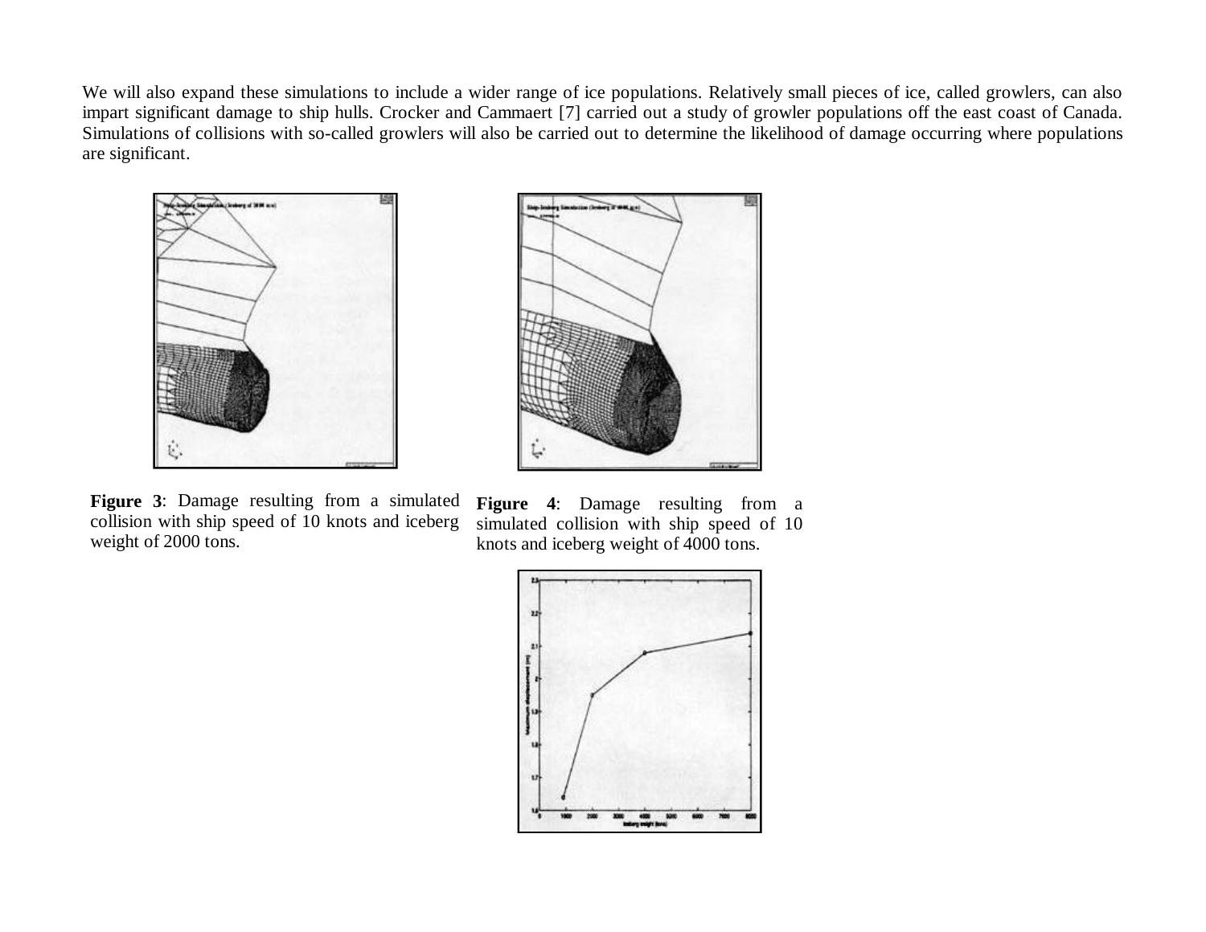We will also expand these simulations to include a wider range of ice populations. Relatively small pieces of ice, called growlers, can also impart significant damage to ship hulls. Crocker and Cammaert [7] carried out a study of growler populations off the east coast of Canada. Simulations of collisions with so-called growlers will also be carried out to determine the likelihood of damage occurring where populations are significant.

**Figure 3**: Damage resulting from a simulated collision with ship speed of 10 knots and iceberg weight of 2000 tons.

**Figure 4**: Damage resulting from a simulated collision with ship speed of 10 knots and iceberg weight of 4000 tons.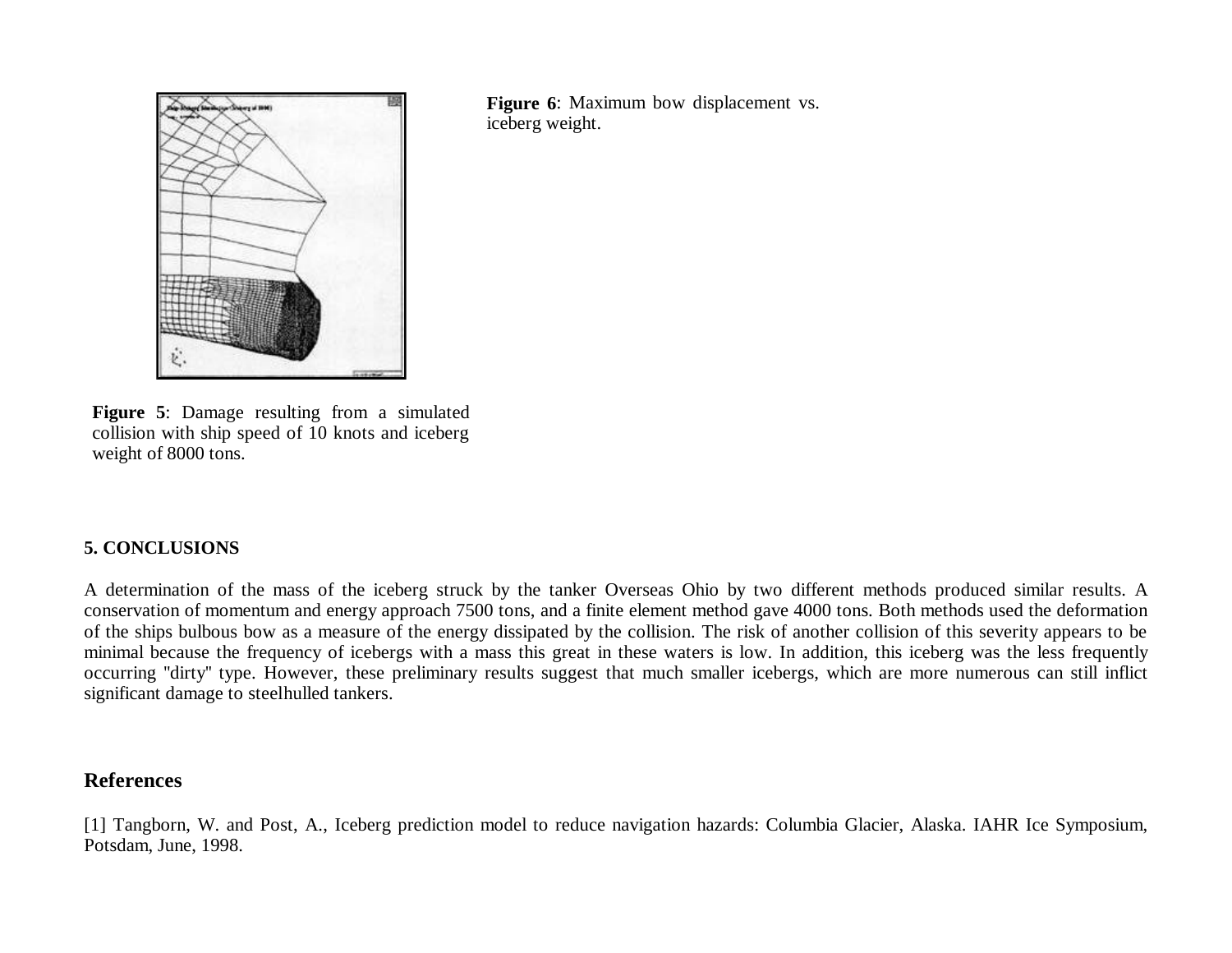**Figure 5**: Damage resulting from a simulated collision with ship speed of 10 knots and iceberg weight of 8000 tons.

**Figure 6**: Maximum bow displacement vs. iceberg weight.

## 5. CONCLUSIONS

A determination of the mass of the iceberg struck by the tanker Overseas Ohio by two different methods produced similar results. A conservation of momentum and energy approach 7500 tons, and a finite element method gave 4000 tons. Both methods used the deformation of the ships bulbous bow as a measure of the energy dissipated by the collision. The risk of another collision of this severity appears to be minimal because the frequency of icebergs with a mass this great in these waters is low. In addition, this iceberg was the less frequently occurring "dirty" type. However, these preliminary results suggest that much smaller icebergs, which are more numerous can still inflict significant damage to steelhulled tankers.

## References

[1] Tangborn, W. and Post, A., Iceberg prediction model to reduce navigation hazards: Columbia Glacier, Alaska. IAHR Ice Symposium, Potsdam, June, 1998.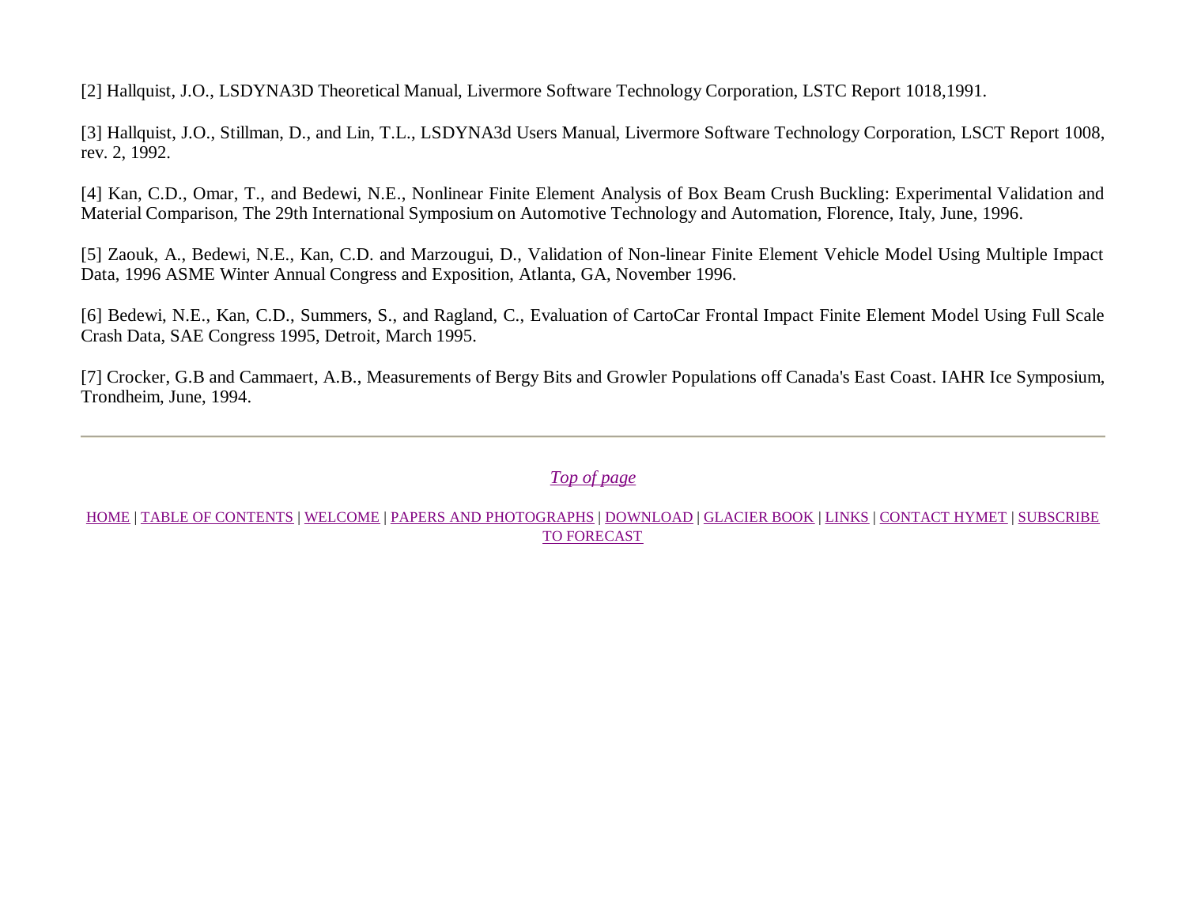[2] Hallquist, J.O., LSDYNA3D Theoretical Manual, Livermore Software Technology Corporation, LSTC Report 1018,1991.

[3] Hallquist, J.O., Stillman, D., and Lin, T.L., LSDYNA3d Users Manual, Livermore Software Technology Corporation, LSCT Report 1008, rev. 2, 1992.

[4] Kan, C.D., Omar, T., and Bedewi, N.E., Nonlinear Finite Element Analysis of Box Beam Crush Buckling: Experimental Validation and Material Comparison, The 29th International Symposium on Automotive Technology and Automation, Florence, Italy, June, 1996.

[5] Zaouk, A., Bedewi, N.E., Kan, C.D. and Marzougui, D., Validation of Non-linear Finite Element Vehicle Model Using Multiple Impact Data, 1996 ASME Winter Annual Congress and Exposition, Atlanta, GA, November 1996.

[6] Bedewi, N.E., Kan, C.D., Summers, S., and Ragland, C., Evaluation of CartoCar Frontal Impact Finite Element Model Using Full Scale Crash Data, SAE Congress 1995, Detroit, March 1995.

[7] Crocker, G.B and Cammaert, A.B., Measurements of Bergy Bits and Growler Populations off Canada's East Coast. IAHR Ice Symposium, Trondheim, June, 1994.

---

*Top of page*

HOME | TABLE OF CONTENTS | WELCOME | PAPERS AND PHOTOGRAPHS | DOWNLOAD | GLACIER BOOK | LINKS | CONTACT HYMET | SUBSCRIBE TO FORECAST